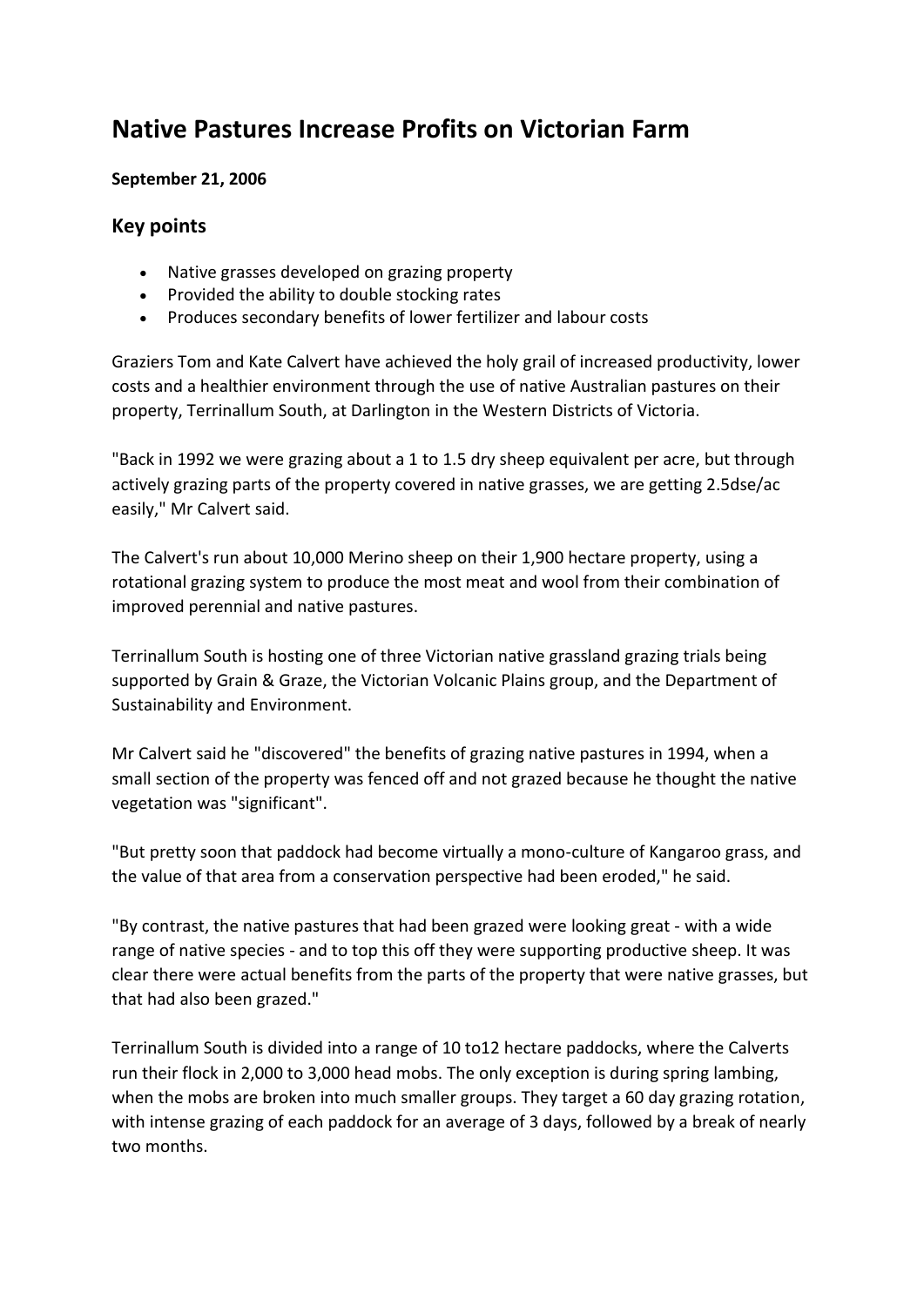# Native Pastures Increase Profits on Victorian Farm

**September 21, 2006**

## Key points

- Native grasses developed on grazing property
- Provided the ability to double stocking rates
- Produces secondary benefits of lower fertilizer and labour costs

Graziers Tom and Kate Calvert have achieved the holy grail of increased productivity, lower costs and a healthier environment through the use of native Australian pastures on their property, Terrinallum South, at Darlington in the Western Districts of Victoria.

"Back in 1992 we were grazing about a 1 to 1.5 dry sheep equivalent per acre, but through actively grazing parts of the property covered in native grasses, we are getting 2.5dse/ac easily," Mr Calvert said.

The Calvert's run about 10,000 Merino sheep on their 1,900 hectare property, using a rotational grazing system to produce the most meat and wool from their combination of improved perennial and native pastures.

Terrinallum South is hosting one of three Victorian native grassland grazing trials being supported by Grain & Graze, the Victorian Volcanic Plains group, and the Department of Sustainability and Environment.

Mr Calvert said he "discovered" the benefits of grazing native pastures in 1994, when a small section of the property was fenced off and not grazed because he thought the native vegetation was "significant".

"But pretty soon that paddock had become virtually a mono-culture of Kangaroo grass, and the value of that area from a conservation perspective had been eroded," he said.

"By contrast, the native pastures that had been grazed were looking great - with a wide range of native species - and to top this off they were supporting productive sheep. It was clear there were actual benefits from the parts of the property that were native grasses, but that had also been grazed."

Terrinallum South is divided into a range of 10 to12 hectare paddocks, where the Calverts run their flock in 2,000 to 3,000 head mobs. The only exception is during spring lambing, when the mobs are broken into much smaller groups. They target a 60 day grazing rotation, with intense grazing of each paddock for an average of 3 days, followed by a break of nearly two months.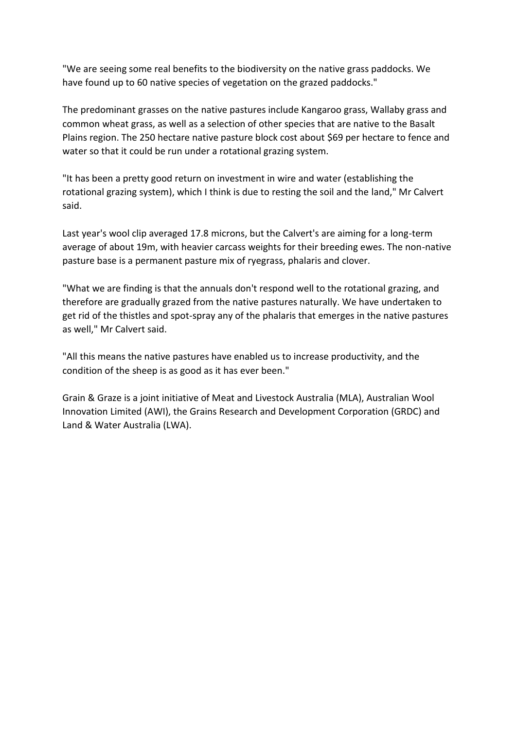"We are seeing some real benefits to the biodiversity on the native grass paddocks. We have found up to 60 native species of vegetation on the grazed paddocks."

The predominant grasses on the native pastures include Kangaroo grass, Wallaby grass and common wheat grass, as well as a selection of other species that are native to the Basalt Plains region. The 250 hectare native pasture block cost about $69 per hectare to fence and water so that it could be run under a rotational grazing system.

"It has been a pretty good return on investment in wire and water (establishing the rotational grazing system), which I think is due to resting the soil and the land," Mr Calvert said.

Last year's wool clip averaged 17.8 microns, but the Calvert's are aiming for a long-term average of about 19m, with heavier carcass weights for their breeding ewes. The non-native pasture base is a permanent pasture mix of ryegrass, phalaris and clover.

"What we are finding is that the annuals don't respond well to the rotational grazing, and therefore are gradually grazed from the native pastures naturally. We have undertaken to get rid of the thistles and spot-spray any of the phalaris that emerges in the native pastures as well," Mr Calvert said.

"All this means the native pastures have enabled us to increase productivity, and the condition of the sheep is as good as it has ever been."

Grain & Graze is a joint initiative of Meat and Livestock Australia (MLA), Australian Wool Innovation Limited (AWI), the Grains Research and Development Corporation (GRDC) and Land & Water Australia (LWA).